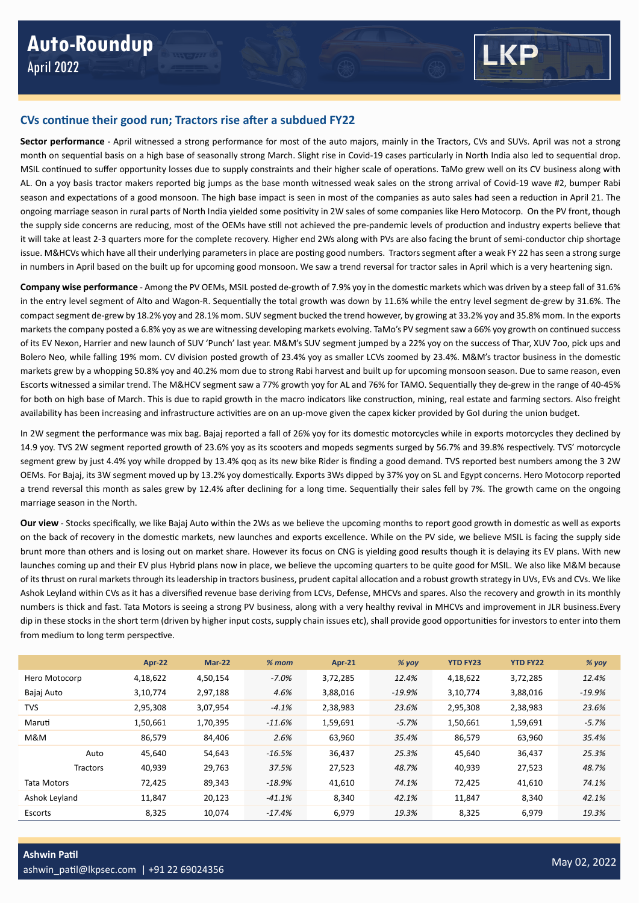# Auto-Roundup

April 2022

LKP

## CVs continue their good run; Tractors rise after a subdued FY22

**Sector performance** - April witnessed a strong performance for most of the auto majors, mainly in the Tractors, CVs and SUVs. April was not a strong month on sequential basis on a high base of seasonally strong March. Slight rise in Covid-19 cases particularly in North India also led to sequential drop. MSIL continued to suffer opportunity losses due to supply constraints and their higher scale of operations. TaMo grew well on its CV business along with AL. On a yoy basis tractor makers reported big jumps as the base month witnessed weak sales on the strong arrival of Covid-19 wave #2, bumper Rabi season and expectations of a good monsoon. The high base impact is seen in most of the companies as auto sales had seen a reduction in April 21. The ongoing marriage season in rural parts of North India yielded some positivity in 2W sales of some companies like Hero Motocorp. On the PV front, though the supply side concerns are reducing, most of the OEMs have still not achieved the pre-pandemic levels of production and industry experts believe that it will take at least 2-3 quarters more for the complete recovery. Higher end 2Ws along with PVs are also facing the brunt of semi-conductor chip shortage issue. M&HCVs which have all their underlying parameters in place are posting good numbers. Tractors segment after a weak FY 22 has seen a strong surge in numbers in April based on the built up for upcoming good monsoon. We saw a trend reversal for tractor sales in April which is a very heartening sign.

**Company wise performance** - Among the PV OEMs, MSIL posted de-growth of 7.9% yoy in the domestic markets which was driven by a steep fall of 31.6% in the entry level segment of Alto and Wagon-R. Sequentially the total growth was down by 11.6% while the entry level segment de-grew by 31.6%. The compact segment de-grew by 18.2% yoy and 28.1% mom. SUV segment bucked the trend however, by growing at 33.2% yoy and 35.8% mom. In the exports markets the company posted a 6.8% yoy as we are witnessing developing markets evolving. TaMo's PV segment saw a 66% yoy growth on continued success of its EV Nexon, Harrier and new launch of SUV 'Punch' last year. M&M's SUV segment jumped by a 22% yoy on the success of Thar, XUV 7oo, pick ups and Bolero Neo, while falling 19% mom. CV division posted growth of 23.4% yoy as smaller LCVs zoomed by 23.4%. M&M's tractor business in the domestic markets grew by a whopping 50.8% yoy and 40.2% mom due to strong Rabi harvest and built up for upcoming monsoon season. Due to same reason, even Escorts witnessed a similar trend. The M&HCV segment saw a 77% growth yoy for AL and 76% for TAMO. Sequentially they de-grew in the range of 40-45% for both on high base of March. This is due to rapid growth in the macro indicators like construction, mining, real estate and farming sectors. Also freight availability has been increasing and infrastructure activities are on an up-move given the capex kicker provided by GoI during the union budget.

In 2W segment the performance was mix bag. Bajaj reported a fall of 26% yoy for its domestic motorcycles while in exports motorcycles they declined by 14.9 yoy. TVS 2W segment reported growth of 23.6% yoy as its scooters and mopeds segments surged by 56.7% and 39.8% respectively. TVS' motorcycle segment grew by just 4.4% yoy while dropped by 13.4% qoq as its new bike Rider is finding a good demand. TVS reported best numbers among the 3 2W OEMs. For Bajaj, its 3W segment moved up by 13.2% yoy domestically. Exports 3Ws dipped by 37% yoy on SL and Egypt concerns. Hero Motocorp reported a trend reversal this month as sales grew by 12.4% after declining for a long time. Sequentially their sales fell by 7%. The growth came on the ongoing marriage season in the North.

**Our view** - Stocks specifically, we like Bajaj Auto within the 2Ws as we believe the upcoming months to report good growth in domestic as well as exports on the back of recovery in the domestic markets, new launches and exports excellence. While on the PV side, we believe MSIL is facing the supply side brunt more than others and is losing out on market share. However its focus on CNG is yielding good results though it is delaying its EV plans. With new launches coming up and their EV plus Hybrid plans now in place, we believe the upcoming quarters to be quite good for MSIL. We also like M&M because of its thrust on rural markets through its leadership in tractors business, prudent capital allocation and a robust growth strategy in UVs, EVs and CVs. We like Ashok Leyland within CVs as it has a diversified revenue base deriving from LCVs, Defense, MHCVs and spares. Also the recovery and growth in its monthly numbers is thick and fast. Tata Motors is seeing a strong PV business, along with a very healthy revival in MHCVs and improvement in JLR business.Every dip in these stocks in the short term (driven by higher input costs, supply chain issues etc), shall provide good opportunities for investors to enter into them from medium to long term perspective.

| | Apr-22 | Mar-22 | % mom | Apr-21 | % yoy | YTD FY23 | YTD FY22 | % yoy |
|---|---|---|---|---|---|---|---|---|
| Hero Motocorp | 4,18,622 | 4,50,154 | -7.0% | 3,72,285 | 12.4% | 4,18,622 | 3,72,285 | 12.4% |
| Bajaj Auto | 3,10,774 | 2,97,188 | 4.6% | 3,88,016 | -19.9% | 3,10,774 | 3,88,016 | -19.9% |
| TVS | 2,95,308 | 3,07,954 | -4.1% | 2,38,983 | 23.6% | 2,95,308 | 2,38,983 | 23.6% |
| Maruti | 1,50,661 | 1,70,395 | -11.6% | 1,59,691 | -5.7% | 1,50,661 | 1,59,691 | -5.7% |
| M&M | 86,579 | 84,406 | 2.6% | 63,960 | 35.4% | 86,579 | 63,960 | 35.4% |
| Auto | 45,640 | 54,643 | -16.5% | 36,437 | 25.3% | 45,640 | 36,437 | 25.3% |
| Tractors | 40,939 | 29,763 | 37.5% | 27,523 | 48.7% | 40,939 | 27,523 | 48.7% |
| Tata Motors | 72,425 | 89,343 | -18.9% | 41,610 | 74.1% | 72,425 | 41,610 | 74.1% |
| Ashok Leyland | 11,847 | 20,123 | -41.1% | 8,340 | 42.1% | 11,847 | 8,340 | 42.1% |
| Escorts | 8,325 | 10,074 | -17.4% | 6,979 | 19.3% | 8,325 | 6,979 | 19.3% |

**Ashwin Patil**
ashwin_patil@lkpsec.com | +91 22 69024356

May 02, 2022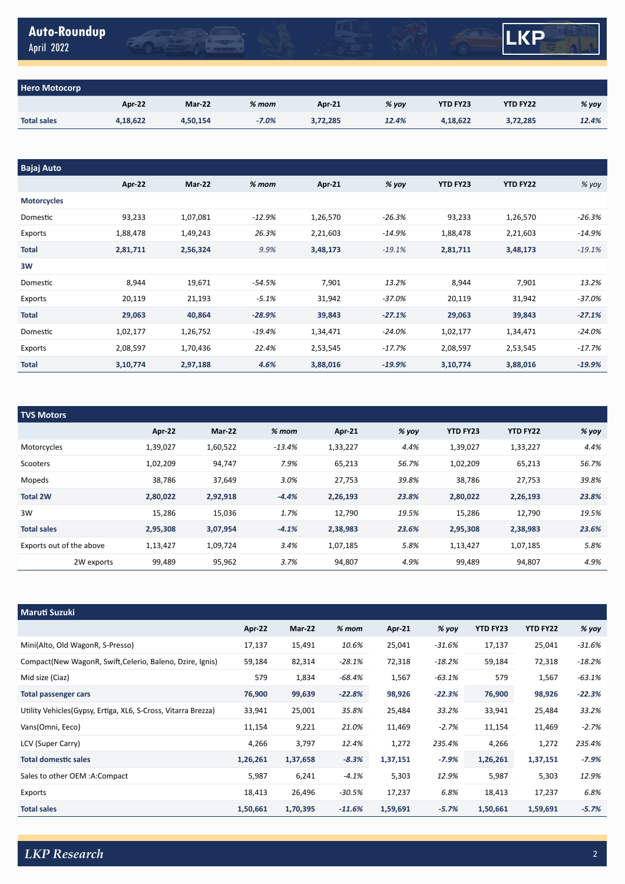## Hero Motocorp

| | Apr-22 | Mar-22 | % mom | Apr-21 | % yoy | YTD FY23 | YTD FY22 | % yoy |
|---|---|---|---|---|---|---|---|---|
| **Total sales** | **4,18,622** | **4,50,154** | ***-7.0%*** | **3,72,285** | ***12.4%*** | **4,18,622** | **3,72,285** | ***12.4%*** |

## Bajaj Auto

| | Apr-22 | Mar-22 | % mom | Apr-21 | % yoy | YTD FY23 | YTD FY22 | % yoy |
|---|---|---|---|---|---|---|---|---|
| **Motorcycles** | | | | | | | | |
| Domestic | 93,233 | 1,07,081 | -12.9% | 1,26,570 | -26.3% | 93,233 | 1,26,570 | -26.3% |
| Exports | 1,88,478 | 1,49,243 | 26.3% | 2,21,603 | -14.9% | 1,88,478 | 2,21,603 | -14.9% |
| **Total** | **2,81,711** | **2,56,324** | *9.9%* | **3,48,173** | *-19.1%* | **2,81,711** | **3,48,173** | *-19.1%* |
| **3W** | | | | | | | | |
| Domestic | 8,944 | 19,671 | -54.5% | 7,901 | 13.2% | 8,944 | 7,901 | 13.2% |
| Exports | 20,119 | 21,193 | -5.1% | 31,942 | -37.0% | 20,119 | 31,942 | -37.0% |
| **Total** | **29,063** | **40,864** | ***-28.9%*** | **39,843** | ***-27.1%*** | **29,063** | **39,843** | ***-27.1%*** |
| Domestic | 1,02,177 | 1,26,752 | -19.4% | 1,34,471 | -24.0% | 1,02,177 | 1,34,471 | -24.0% |
| Exports | 2,08,597 | 1,70,436 | 22.4% | 2,53,545 | -17.7% | 2,08,597 | 2,53,545 | -17.7% |
| **Total** | **3,10,774** | **2,97,188** | ***4.6%*** | **3,88,016** | ***-19.9%*** | **3,10,774** | **3,88,016** | ***-19.9%*** |

## TVS Motors

| | Apr-22 | Mar-22 | % mom | Apr-21 | % yoy | YTD FY23 | YTD FY22 | % yoy |
|---|---|---|---|---|---|---|---|---|
| Motorcycles | 1,39,027 | 1,60,522 | -13.4% | 1,33,227 | 4.4% | 1,39,027 | 1,33,227 | 4.4% |
| Scooters | 1,02,209 | 94,747 | 7.9% | 65,213 | 56.7% | 1,02,209 | 65,213 | 56.7% |
| Mopeds | 38,786 | 37,649 | 3.0% | 27,753 | 39.8% | 38,786 | 27,753 | 39.8% |
| **Total 2W** | **2,80,022** | **2,92,918** | ***-4.4%*** | **2,26,193** | ***23.8%*** | **2,80,022** | **2,26,193** | ***23.8%*** |
| 3W | 15,286 | 15,036 | 1.7% | 12,790 | 19.5% | 15,286 | 12,790 | 19.5% |
| **Total sales** | **2,95,308** | **3,07,954** | ***-4.1%*** | **2,38,983** | ***23.6%*** | **2,95,308** | **2,38,983** | ***23.6%*** |
| Exports out of the above | 1,13,427 | 1,09,724 | 3.4% | 1,07,185 | 5.8% | 1,13,427 | 1,07,185 | 5.8% |
| 2W exports | 99,489 | 95,962 | 3.7% | 94,807 | 4.9% | 99,489 | 94,807 | 4.9% |

## Maruti Suzuki

| | Apr-22 | Mar-22 | % mom | Apr-21 | % yoy | YTD FY23 | YTD FY22 | % yoy |
|---|---|---|---|---|---|---|---|---|
| Mini(Alto, Old WagonR, S-Presso) | 17,137 | 15,491 | 10.6% | 25,041 | -31.6% | 17,137 | 25,041 | -31.6% |
| Compact(New WagonR, Swift,Celerio, Baleno, Dzire, Ignis) | 59,184 | 82,314 | -28.1% | 72,318 | -18.2% | 59,184 | 72,318 | -18.2% |
| Mid size (Ciaz) | 579 | 1,834 | -68.4% | 1,567 | -63.1% | 579 | 1,567 | -63.1% |
| **Total passenger cars** | **76,900** | **99,639** | ***-22.8%*** | **98,926** | ***-22.3%*** | **76,900** | **98,926** | ***-22.3%*** |
| Utility Vehicles(Gypsy, Ertiga, XL6, S-Cross, Vitarra Brezza) | 33,941 | 25,001 | 35.8% | 25,484 | 33.2% | 33,941 | 25,484 | 33.2% |
| Vans(Omni, Eeco) | 11,154 | 9,221 | 21.0% | 11,469 | -2.7% | 11,154 | 11,469 | -2.7% |
| LCV (Super Carry) | 4,266 | 3,797 | 12.4% | 1,272 | 235.4% | 4,266 | 1,272 | 235.4% |
| **Total domestic sales** | **1,26,261** | **1,37,658** | ***-8.3%*** | **1,37,151** | ***-7.9%*** | **1,26,261** | **1,37,151** | ***-7.9%*** |
| Sales to other OEM :A:Compact | 5,987 | 6,241 | -4.1% | 5,303 | 12.9% | 5,987 | 5,303 | 12.9% |
| Exports | 18,413 | 26,496 | -30.5% | 17,237 | 6.8% | 18,413 | 17,237 | 6.8% |
| **Total sales** | **1,50,661** | **1,70,395** | ***-11.6%*** | **1,59,691** | ***-5.7%*** | **1,50,661** | **1,59,691** | ***-5.7%*** |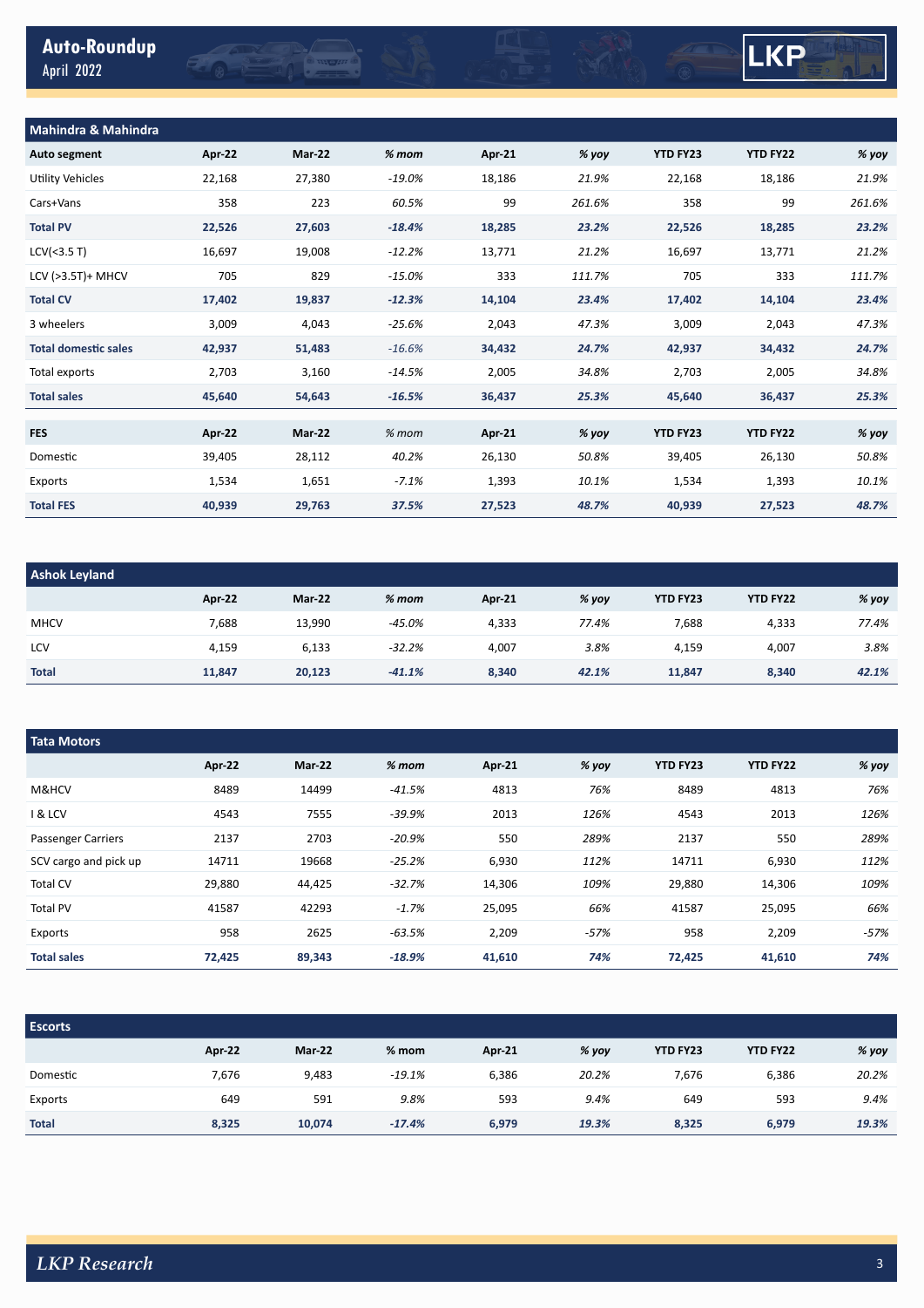## Mahindra & Mahindra

| Auto segment | Apr-22 | Mar-22 | % mom | Apr-21 | % yoy | YTD FY23 | YTD FY22 | % yoy |
|---|---|---|---|---|---|---|---|---|
| Utility Vehicles | 22,168 | 27,380 | -19.0% | 18,186 | 21.9% | 22,168 | 18,186 | 21.9% |
| Cars+Vans | 358 | 223 | 60.5% | 99 | 261.6% | 358 | 99 | 261.6% |
| **Total PV** | **22,526** | **27,603** | **-18.4%** | **18,285** | **23.2%** | **22,526** | **18,285** | **23.2%** |
| LCV(<3.5 T) | 16,697 | 19,008 | -12.2% | 13,771 | 21.2% | 16,697 | 13,771 | 21.2% |
| LCV (>3.5T)+ MHCV | 705 | 829 | -15.0% | 333 | 111.7% | 705 | 333 | 111.7% |
| **Total CV** | **17,402** | **19,837** | **-12.3%** | **14,104** | **23.4%** | **17,402** | **14,104** | **23.4%** |
| 3 wheelers | 3,009 | 4,043 | -25.6% | 2,043 | 47.3% | 3,009 | 2,043 | 47.3% |
| **Total domestic sales** | **42,937** | **51,483** | -16.6% | **34,432** | **24.7%** | **42,937** | **34,432** | **24.7%** |
| Total exports | 2,703 | 3,160 | -14.5% | 2,005 | 34.8% | 2,703 | 2,005 | 34.8% |
| **Total sales** | **45,640** | **54,643** | **-16.5%** | **36,437** | **25.3%** | **45,640** | **36,437** | **25.3%** |

| FES | Apr-22 | Mar-22 | % mom | Apr-21 | % yoy | YTD FY23 | YTD FY22 | % yoy |
|---|---|---|---|---|---|---|---|---|
| Domestic | 39,405 | 28,112 | 40.2% | 26,130 | 50.8% | 39,405 | 26,130 | 50.8% |
| Exports | 1,534 | 1,651 | -7.1% | 1,393 | 10.1% | 1,534 | 1,393 | 10.1% |
| **Total FES** | **40,939** | **29,763** | **37.5%** | **27,523** | **48.7%** | **40,939** | **27,523** | **48.7%** |

## Ashok Leyland

| | Apr-22 | Mar-22 | % mom | Apr-21 | % yoy | YTD FY23 | YTD FY22 | % yoy |
|---|---|---|---|---|---|---|---|---|
| MHCV | 7,688 | 13,990 | -45.0% | 4,333 | 77.4% | 7,688 | 4,333 | 77.4% |
| LCV | 4,159 | 6,133 | -32.2% | 4,007 | 3.8% | 4,159 | 4,007 | 3.8% |
| **Total** | **11,847** | **20,123** | **-41.1%** | **8,340** | **42.1%** | **11,847** | **8,340** | **42.1%** |

## Tata Motors

| | Apr-22 | Mar-22 | % mom | Apr-21 | % yoy | YTD FY23 | YTD FY22 | % yoy |
|---|---|---|---|---|---|---|---|---|
| M&HCV | 8489 | 14499 | -41.5% | 4813 | 76% | 8489 | 4813 | 76% |
| I & LCV | 4543 | 7555 | -39.9% | 2013 | 126% | 4543 | 2013 | 126% |
| Passenger Carriers | 2137 | 2703 | -20.9% | 550 | 289% | 2137 | 550 | 289% |
| SCV cargo and pick up | 14711 | 19668 | -25.2% | 6,930 | 112% | 14711 | 6,930 | 112% |
| Total CV | 29,880 | 44,425 | -32.7% | 14,306 | 109% | 29,880 | 14,306 | 109% |
| Total PV | 41587 | 42293 | -1.7% | 25,095 | 66% | 41587 | 25,095 | 66% |
| Exports | 958 | 2625 | -63.5% | 2,209 | -57% | 958 | 2,209 | -57% |
| **Total sales** | **72,425** | **89,343** | **-18.9%** | **41,610** | **74%** | **72,425** | **41,610** | **74%** |

## Escorts

| | Apr-22 | Mar-22 | % mom | Apr-21 | % yoy | YTD FY23 | YTD FY22 | % yoy |
|---|---|---|---|---|---|---|---|---|
| Domestic | 7,676 | 9,483 | -19.1% | 6,386 | 20.2% | 7,676 | 6,386 | 20.2% |
| Exports | 649 | 591 | 9.8% | 593 | 9.4% | 649 | 593 | 9.4% |
| **Total** | **8,325** | **10,074** | **-17.4%** | **6,979** | **19.3%** | **8,325** | **6,979** | **19.3%** |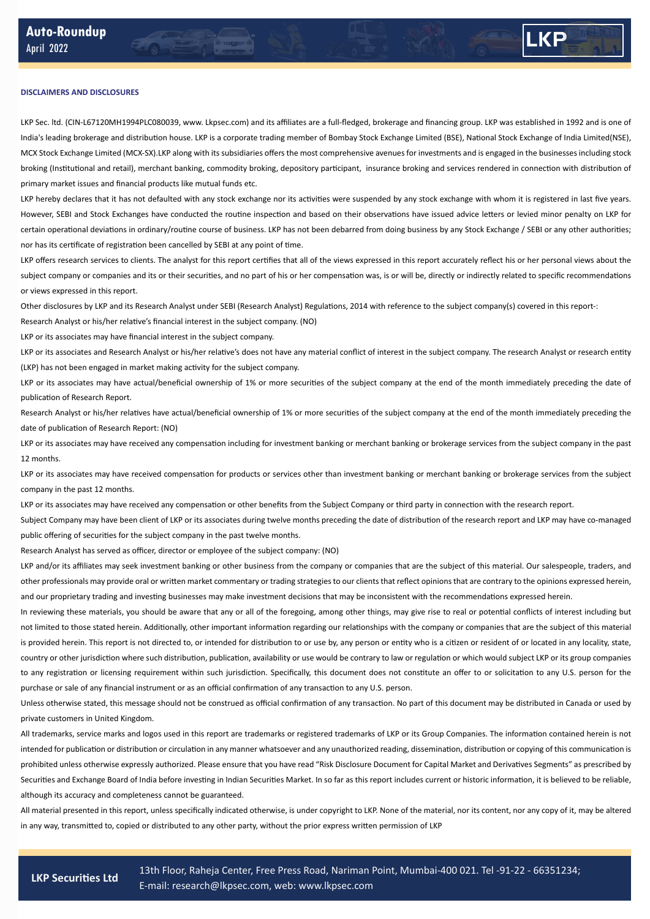**DISCLAIMERS AND DISCLOSURES**

LKP Sec. ltd. (CIN-L67120MH1994PLC080039, www. Lkpsec.com) and its affiliates are a full-fledged, brokerage and financing group. LKP was established in 1992 and is one of India's leading brokerage and distribution house. LKP is a corporate trading member of Bombay Stock Exchange Limited (BSE), National Stock Exchange of India Limited(NSE), MCX Stock Exchange Limited (MCX-SX).LKP along with its subsidiaries offers the most comprehensive avenues for investments and is engaged in the businesses including stock broking (Institutional and retail), merchant banking, commodity broking, depository participant, insurance broking and services rendered in connection with distribution of primary market issues and financial products like mutual funds etc.

LKP hereby declares that it has not defaulted with any stock exchange nor its activities were suspended by any stock exchange with whom it is registered in last five years. However, SEBI and Stock Exchanges have conducted the routine inspection and based on their observations have issued advice letters or levied minor penalty on LKP for certain operational deviations in ordinary/routine course of business. LKP has not been debarred from doing business by any Stock Exchange / SEBI or any other authorities; nor has its certificate of registration been cancelled by SEBI at any point of time.

LKP offers research services to clients. The analyst for this report certifies that all of the views expressed in this report accurately reflect his or her personal views about the subject company or companies and its or their securities, and no part of his or her compensation was, is or will be, directly or indirectly related to specific recommendations or views expressed in this report.

Other disclosures by LKP and its Research Analyst under SEBI (Research Analyst) Regulations, 2014 with reference to the subject company(s) covered in this report-:

Research Analyst or his/her relative's financial interest in the subject company. (NO)

LKP or its associates may have financial interest in the subject company.

LKP or its associates and Research Analyst or his/her relative's does not have any material conflict of interest in the subject company. The research Analyst or research entity (LKP) has not been engaged in market making activity for the subject company.

LKP or its associates may have actual/beneficial ownership of 1% or more securities of the subject company at the end of the month immediately preceding the date of publication of Research Report.

Research Analyst or his/her relatives have actual/beneficial ownership of 1% or more securities of the subject company at the end of the month immediately preceding the date of publication of Research Report: (NO)

LKP or its associates may have received any compensation including for investment banking or merchant banking or brokerage services from the subject company in the past 12 months.

LKP or its associates may have received compensation for products or services other than investment banking or merchant banking or brokerage services from the subject company in the past 12 months.

LKP or its associates may have received any compensation or other benefits from the Subject Company or third party in connection with the research report.

Subject Company may have been client of LKP or its associates during twelve months preceding the date of distribution of the research report and LKP may have co-managed public offering of securities for the subject company in the past twelve months.

Research Analyst has served as officer, director or employee of the subject company: (NO)

LKP and/or its affiliates may seek investment banking or other business from the company or companies that are the subject of this material. Our salespeople, traders, and other professionals may provide oral or written market commentary or trading strategies to our clients that reflect opinions that are contrary to the opinions expressed herein, and our proprietary trading and investing businesses may make investment decisions that may be inconsistent with the recommendations expressed herein.

In reviewing these materials, you should be aware that any or all of the foregoing, among other things, may give rise to real or potential conflicts of interest including but not limited to those stated herein. Additionally, other important information regarding our relationships with the company or companies that are the subject of this material is provided herein. This report is not directed to, or intended for distribution to or use by, any person or entity who is a citizen or resident of or located in any locality, state, country or other jurisdiction where such distribution, publication, availability or use would be contrary to law or regulation or which would subject LKP or its group companies to any registration or licensing requirement within such jurisdiction. Specifically, this document does not constitute an offer to or solicitation to any U.S. person for the purchase or sale of any financial instrument or as an official confirmation of any transaction to any U.S. person.

Unless otherwise stated, this message should not be construed as official confirmation of any transaction. No part of this document may be distributed in Canada or used by private customers in United Kingdom.

All trademarks, service marks and logos used in this report are trademarks or registered trademarks of LKP or its Group Companies. The information contained herein is not intended for publication or distribution or circulation in any manner whatsoever and any unauthorized reading, dissemination, distribution or copying of this communication is prohibited unless otherwise expressly authorized. Please ensure that you have read "Risk Disclosure Document for Capital Market and Derivatives Segments" as prescribed by Securities and Exchange Board of India before investing in Indian Securities Market. In so far as this report includes current or historic information, it is believed to be reliable, although its accuracy and completeness cannot be guaranteed.

All material presented in this report, unless specifically indicated otherwise, is under copyright to LKP. None of the material, nor its content, nor any copy of it, may be altered in any way, transmitted to, copied or distributed to any other party, without the prior express written permission of LKP